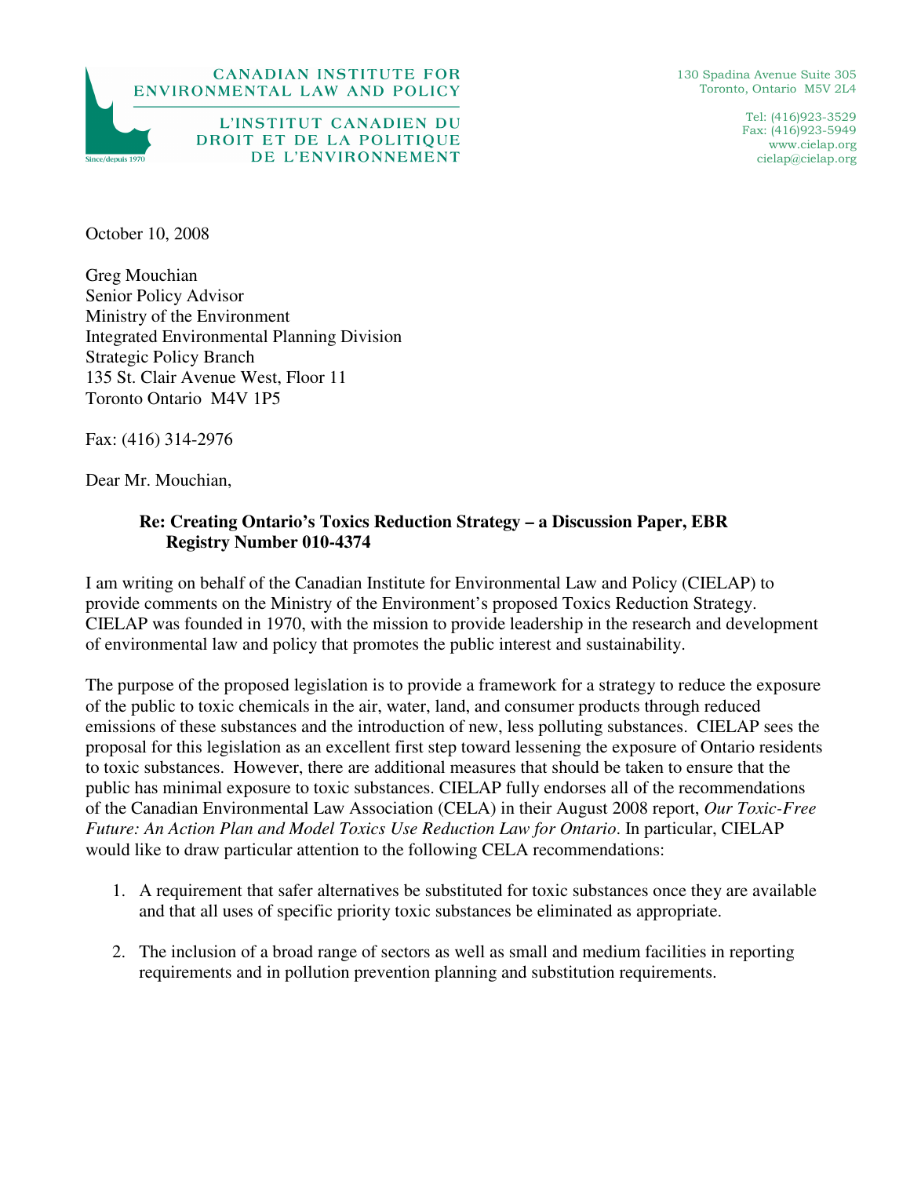CANADIAN INSTITUTE FOR ENVIRONMENTAL LAW AND POLICY

L'INSTITUT CANADIEN DU DROIT ET DE LA POLITIQUE DE L'ENVIRONNEMENT

Since/depuis 1970

130 Spadina Avenue Suite 305
Toronto, Ontario M5V 2L4

Tel: (416)923-3529
Fax: (416)923-5949
www.cielap.org
cielap@cielap.org

October 10, 2008

Greg Mouchian
Senior Policy Advisor
Ministry of the Environment
Integrated Environmental Planning Division
Strategic Policy Branch
135 St. Clair Avenue West, Floor 11
Toronto Ontario M4V 1P5

Fax: (416) 314-2976

Dear Mr. Mouchian,

**Re: Creating Ontario's Toxics Reduction Strategy – a Discussion Paper, EBR Registry Number 010-4374**

I am writing on behalf of the Canadian Institute for Environmental Law and Policy (CIELAP) to provide comments on the Ministry of the Environment's proposed Toxics Reduction Strategy. CIELAP was founded in 1970, with the mission to provide leadership in the research and development of environmental law and policy that promotes the public interest and sustainability.

The purpose of the proposed legislation is to provide a framework for a strategy to reduce the exposure of the public to toxic chemicals in the air, water, land, and consumer products through reduced emissions of these substances and the introduction of new, less polluting substances. CIELAP sees the proposal for this legislation as an excellent first step toward lessening the exposure of Ontario residents to toxic substances. However, there are additional measures that should be taken to ensure that the public has minimal exposure to toxic substances. CIELAP fully endorses all of the recommendations of the Canadian Environmental Law Association (CELA) in their August 2008 report, *Our Toxic-Free Future: An Action Plan and Model Toxics Use Reduction Law for Ontario*. In particular, CIELAP would like to draw particular attention to the following CELA recommendations:

1. A requirement that safer alternatives be substituted for toxic substances once they are available and that all uses of specific priority toxic substances be eliminated as appropriate.

2. The inclusion of a broad range of sectors as well as small and medium facilities in reporting requirements and in pollution prevention planning and substitution requirements.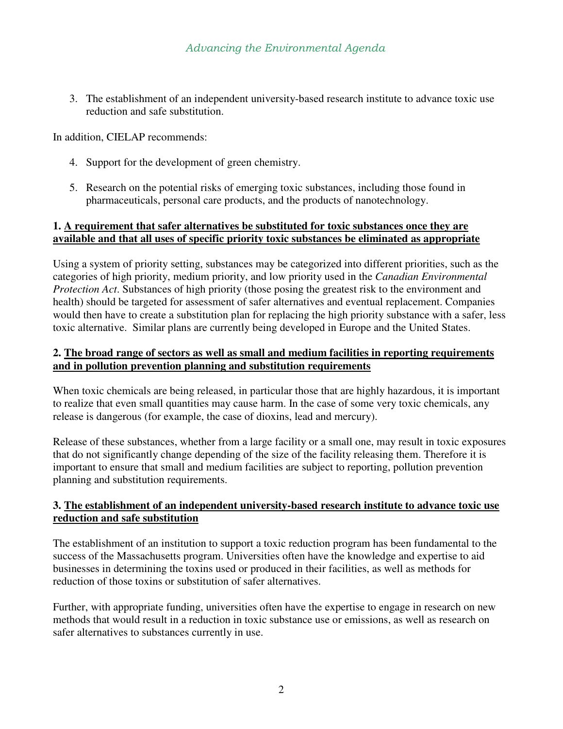3. The establishment of an independent university-based research institute to advance toxic use reduction and safe substitution.

In addition, CIELAP recommends:

4. Support for the development of green chemistry.

5. Research on the potential risks of emerging toxic substances, including those found in pharmaceuticals, personal care products, and the products of nanotechnology.

**1. <u>A requirement that safer alternatives be substituted for toxic substances once they are available and that all uses of specific priority toxic substances be eliminated as appropriate</u>**

Using a system of priority setting, substances may be categorized into different priorities, such as the categories of high priority, medium priority, and low priority used in the *Canadian Environmental Protection Act*. Substances of high priority (those posing the greatest risk to the environment and health) should be targeted for assessment of safer alternatives and eventual replacement. Companies would then have to create a substitution plan for replacing the high priority substance with a safer, less toxic alternative. Similar plans are currently being developed in Europe and the United States.

**2. <u>The broad range of sectors as well as small and medium facilities in reporting requirements and in pollution prevention planning and substitution requirements</u>**

When toxic chemicals are being released, in particular those that are highly hazardous, it is important to realize that even small quantities may cause harm. In the case of some very toxic chemicals, any release is dangerous (for example, the case of dioxins, lead and mercury).

Release of these substances, whether from a large facility or a small one, may result in toxic exposures that do not significantly change depending of the size of the facility releasing them. Therefore it is important to ensure that small and medium facilities are subject to reporting, pollution prevention planning and substitution requirements.

**3. <u>The establishment of an independent university-based research institute to advance toxic use reduction and safe substitution</u>**

The establishment of an institution to support a toxic reduction program has been fundamental to the success of the Massachusetts program. Universities often have the knowledge and expertise to aid businesses in determining the toxins used or produced in their facilities, as well as methods for reduction of those toxins or substitution of safer alternatives.

Further, with appropriate funding, universities often have the expertise to engage in research on new methods that would result in a reduction in toxic substance use or emissions, as well as research on safer alternatives to substances currently in use.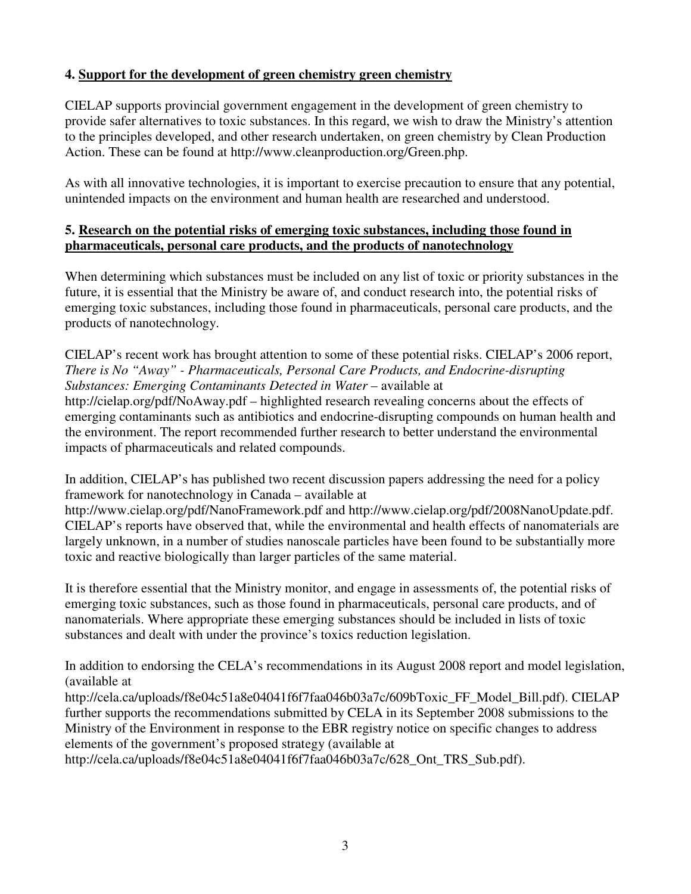**4. Support for the development of green chemistry green chemistry**

CIELAP supports provincial government engagement in the development of green chemistry to provide safer alternatives to toxic substances. In this regard, we wish to draw the Ministry's attention to the principles developed, and other research undertaken, on green chemistry by Clean Production Action. These can be found at http://www.cleanproduction.org/Green.php.

As with all innovative technologies, it is important to exercise precaution to ensure that any potential, unintended impacts on the environment and human health are researched and understood.

**5. Research on the potential risks of emerging toxic substances, including those found in pharmaceuticals, personal care products, and the products of nanotechnology**

When determining which substances must be included on any list of toxic or priority substances in the future, it is essential that the Ministry be aware of, and conduct research into, the potential risks of emerging toxic substances, including those found in pharmaceuticals, personal care products, and the products of nanotechnology.

CIELAP's recent work has brought attention to some of these potential risks. CIELAP's 2006 report, *There is No "Away" - Pharmaceuticals, Personal Care Products, and Endocrine-disrupting Substances: Emerging Contaminants Detected in Water* – available at http://cielap.org/pdf/NoAway.pdf – highlighted research revealing concerns about the effects of emerging contaminants such as antibiotics and endocrine-disrupting compounds on human health and the environment. The report recommended further research to better understand the environmental impacts of pharmaceuticals and related compounds.

In addition, CIELAP's has published two recent discussion papers addressing the need for a policy framework for nanotechnology in Canada – available at http://www.cielap.org/pdf/NanoFramework.pdf and http://www.cielap.org/pdf/2008NanoUpdate.pdf. CIELAP's reports have observed that, while the environmental and health effects of nanomaterials are largely unknown, in a number of studies nanoscale particles have been found to be substantially more toxic and reactive biologically than larger particles of the same material.

It is therefore essential that the Ministry monitor, and engage in assessments of, the potential risks of emerging toxic substances, such as those found in pharmaceuticals, personal care products, and of nanomaterials. Where appropriate these emerging substances should be included in lists of toxic substances and dealt with under the province's toxics reduction legislation.

In addition to endorsing the CELA's recommendations in its August 2008 report and model legislation, (available at http://cela.ca/uploads/f8e04c51a8e04041f6f7faa046b03a7c/609bToxic_FF_Model_Bill.pdf). CIELAP further supports the recommendations submitted by CELA in its September 2008 submissions to the Ministry of the Environment in response to the EBR registry notice on specific changes to address elements of the government's proposed strategy (available at http://cela.ca/uploads/f8e04c51a8e04041f6f7faa046b03a7c/628_Ont_TRS_Sub.pdf).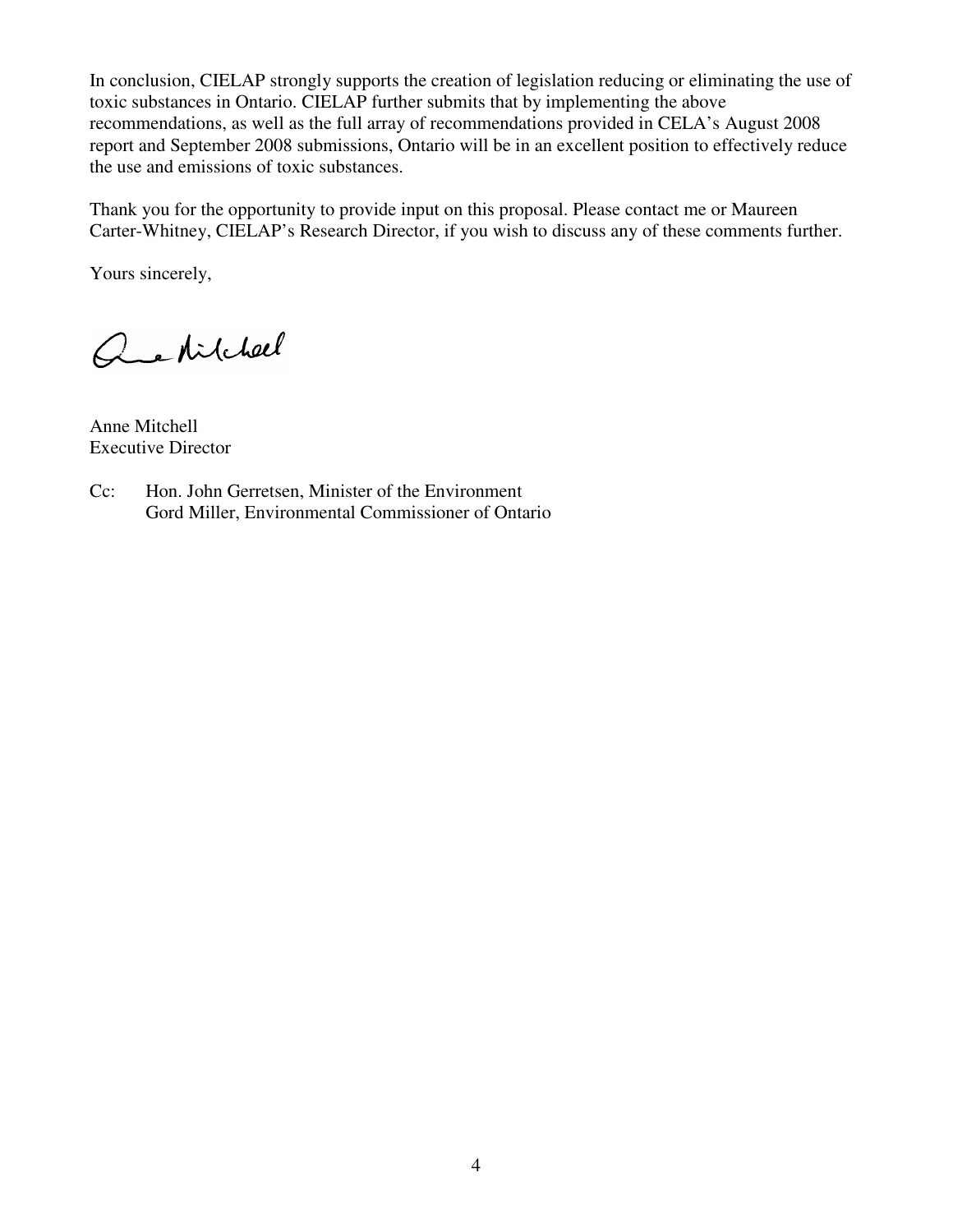In conclusion, CIELAP strongly supports the creation of legislation reducing or eliminating the use of toxic substances in Ontario. CIELAP further submits that by implementing the above recommendations, as well as the full array of recommendations provided in CELA's August 2008 report and September 2008 submissions, Ontario will be in an excellent position to effectively reduce the use and emissions of toxic substances.

Thank you for the opportunity to provide input on this proposal. Please contact me or Maureen Carter-Whitney, CIELAP's Research Director, if you wish to discuss any of these comments further.

Yours sincerely,

Anne Mitchell
Executive Director

Cc: Hon. John Gerretsen, Minister of the Environment
Gord Miller, Environmental Commissioner of Ontario